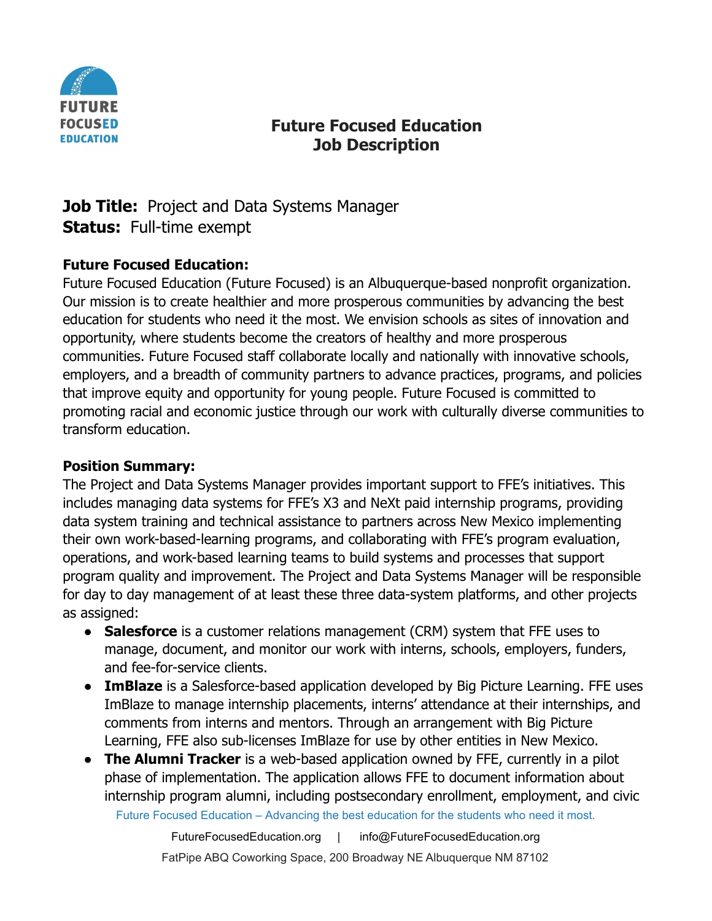# Future Focused Education
## Job Description

**Job Title:** Project and Data Systems Manager
**Status:** Full-time exempt

**Future Focused Education:**
Future Focused Education (Future Focused) is an Albuquerque-based nonprofit organization. Our mission is to create healthier and more prosperous communities by advancing the best education for students who need it the most. We envision schools as sites of innovation and opportunity, where students become the creators of healthy and more prosperous communities. Future Focused staff collaborate locally and nationally with innovative schools, employers, and a breadth of community partners to advance practices, programs, and policies that improve equity and opportunity for young people. Future Focused is committed to promoting racial and economic justice through our work with culturally diverse communities to transform education.

**Position Summary:**
The Project and Data Systems Manager provides important support to FFE's initiatives. This includes managing data systems for FFE's X3 and NeXt paid internship programs, providing data system training and technical assistance to partners across New Mexico implementing their own work-based-learning programs, and collaborating with FFE's program evaluation, operations, and work-based learning teams to build systems and processes that support program quality and improvement. The Project and Data Systems Manager will be responsible for day to day management of at least these three data-system platforms, and other projects as assigned:

- **Salesforce** is a customer relations management (CRM) system that FFE uses to manage, document, and monitor our work with interns, schools, employers, funders, and fee-for-service clients.
- **ImBlaze** is a Salesforce-based application developed by Big Picture Learning. FFE uses ImBlaze to manage internship placements, interns' attendance at their internships, and comments from interns and mentors. Through an arrangement with Big Picture Learning, FFE also sub-licenses ImBlaze for use by other entities in New Mexico.
- **The Alumni Tracker** is a web-based application owned by FFE, currently in a pilot phase of implementation. The application allows FFE to document information about internship program alumni, including postsecondary enrollment, employment, and civic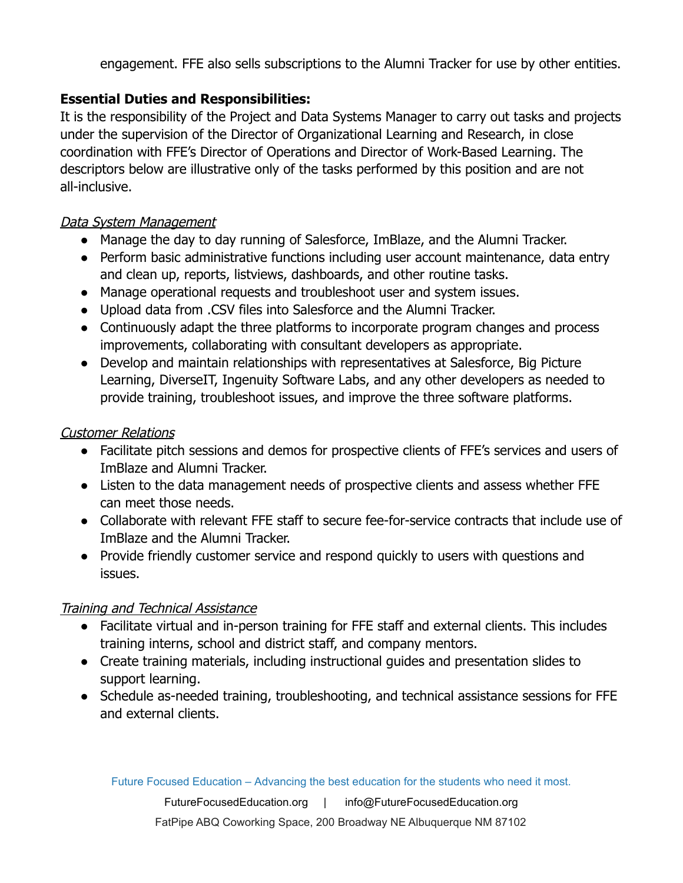engagement. FFE also sells subscriptions to the Alumni Tracker for use by other entities.

**Essential Duties and Responsibilities:**

It is the responsibility of the Project and Data Systems Manager to carry out tasks and projects under the supervision of the Director of Organizational Learning and Research, in close coordination with FFE's Director of Operations and Director of Work-Based Learning. The descriptors below are illustrative only of the tasks performed by this position and are not all-inclusive.

*Data System Management*

- Manage the day to day running of Salesforce, ImBlaze, and the Alumni Tracker.
- Perform basic administrative functions including user account maintenance, data entry and clean up, reports, listviews, dashboards, and other routine tasks.
- Manage operational requests and troubleshoot user and system issues.
- Upload data from .CSV files into Salesforce and the Alumni Tracker.
- Continuously adapt the three platforms to incorporate program changes and process improvements, collaborating with consultant developers as appropriate.
- Develop and maintain relationships with representatives at Salesforce, Big Picture Learning, DiverseIT, Ingenuity Software Labs, and any other developers as needed to provide training, troubleshoot issues, and improve the three software platforms.

*Customer Relations*

- Facilitate pitch sessions and demos for prospective clients of FFE's services and users of ImBlaze and Alumni Tracker.
- Listen to the data management needs of prospective clients and assess whether FFE can meet those needs.
- Collaborate with relevant FFE staff to secure fee-for-service contracts that include use of ImBlaze and the Alumni Tracker.
- Provide friendly customer service and respond quickly to users with questions and issues.

*Training and Technical Assistance*

- Facilitate virtual and in-person training for FFE staff and external clients. This includes training interns, school and district staff, and company mentors.
- Create training materials, including instructional guides and presentation slides to support learning.
- Schedule as-needed training, troubleshooting, and technical assistance sessions for FFE and external clients.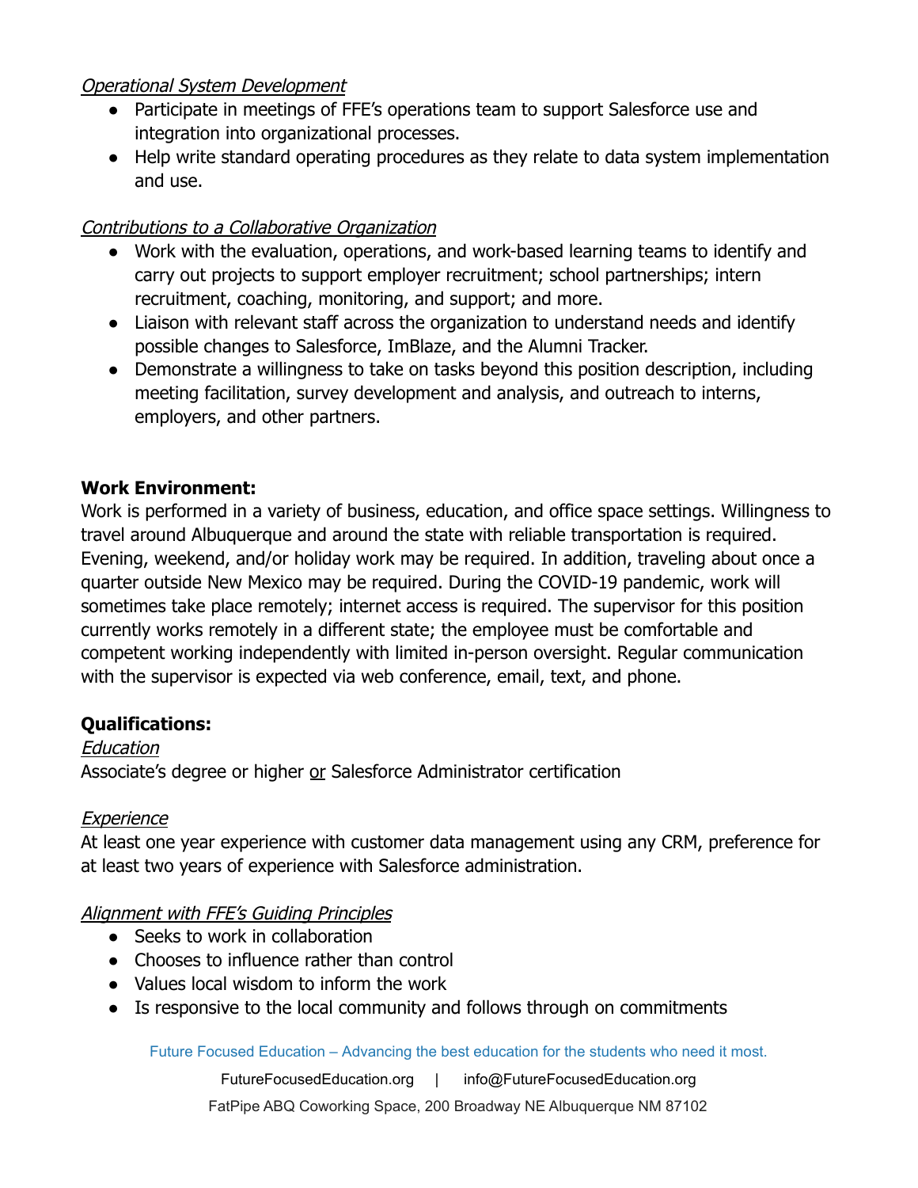*Operational System Development*

- Participate in meetings of FFE's operations team to support Salesforce use and integration into organizational processes.
- Help write standard operating procedures as they relate to data system implementation and use.

*Contributions to a Collaborative Organization*

- Work with the evaluation, operations, and work-based learning teams to identify and carry out projects to support employer recruitment; school partnerships; intern recruitment, coaching, monitoring, and support; and more.
- Liaison with relevant staff across the organization to understand needs and identify possible changes to Salesforce, ImBlaze, and the Alumni Tracker.
- Demonstrate a willingness to take on tasks beyond this position description, including meeting facilitation, survey development and analysis, and outreach to interns, employers, and other partners.

**Work Environment:**

Work is performed in a variety of business, education, and office space settings. Willingness to travel around Albuquerque and around the state with reliable transportation is required. Evening, weekend, and/or holiday work may be required. In addition, traveling about once a quarter outside New Mexico may be required. During the COVID-19 pandemic, work will sometimes take place remotely; internet access is required. The supervisor for this position currently works remotely in a different state; the employee must be comfortable and competent working independently with limited in-person oversight. Regular communication with the supervisor is expected via web conference, email, text, and phone.

**Qualifications:**

*Education*

Associate's degree or higher or Salesforce Administrator certification

*Experience*

At least one year experience with customer data management using any CRM, preference for at least two years of experience with Salesforce administration.

*Alignment with FFE's Guiding Principles*

- Seeks to work in collaboration
- Chooses to influence rather than control
- Values local wisdom to inform the work
- Is responsive to the local community and follows through on commitments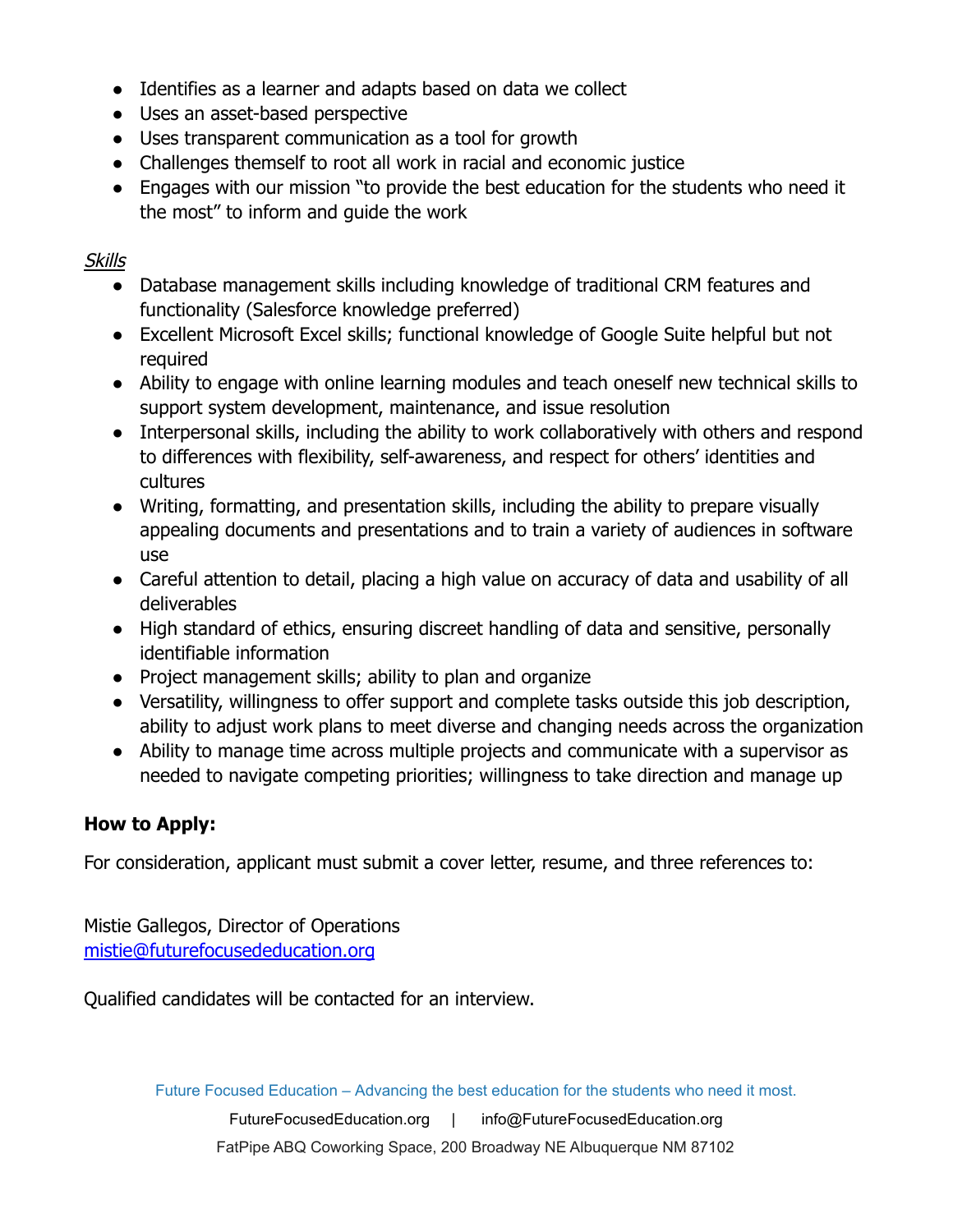- Identifies as a learner and adapts based on data we collect
- Uses an asset-based perspective
- Uses transparent communication as a tool for growth
- Challenges themself to root all work in racial and economic justice
- Engages with our mission "to provide the best education for the students who need it the most" to inform and guide the work

*Skills*

- Database management skills including knowledge of traditional CRM features and functionality (Salesforce knowledge preferred)
- Excellent Microsoft Excel skills; functional knowledge of Google Suite helpful but not required
- Ability to engage with online learning modules and teach oneself new technical skills to support system development, maintenance, and issue resolution
- Interpersonal skills, including the ability to work collaboratively with others and respond to differences with flexibility, self-awareness, and respect for others' identities and cultures
- Writing, formatting, and presentation skills, including the ability to prepare visually appealing documents and presentations and to train a variety of audiences in software use
- Careful attention to detail, placing a high value on accuracy of data and usability of all deliverables
- High standard of ethics, ensuring discreet handling of data and sensitive, personally identifiable information
- Project management skills; ability to plan and organize
- Versatility, willingness to offer support and complete tasks outside this job description, ability to adjust work plans to meet diverse and changing needs across the organization
- Ability to manage time across multiple projects and communicate with a supervisor as needed to navigate competing priorities; willingness to take direction and manage up

**How to Apply:**

For consideration, applicant must submit a cover letter, resume, and three references to:

Mistie Gallegos, Director of Operations
mistie@futurefocusededucation.org

Qualified candidates will be contacted for an interview.

Future Focused Education – Advancing the best education for the students who need it most.

FutureFocusedEducation.org | info@FutureFocusedEducation.org

FatPipe ABQ Coworking Space, 200 Broadway NE Albuquerque NM 87102